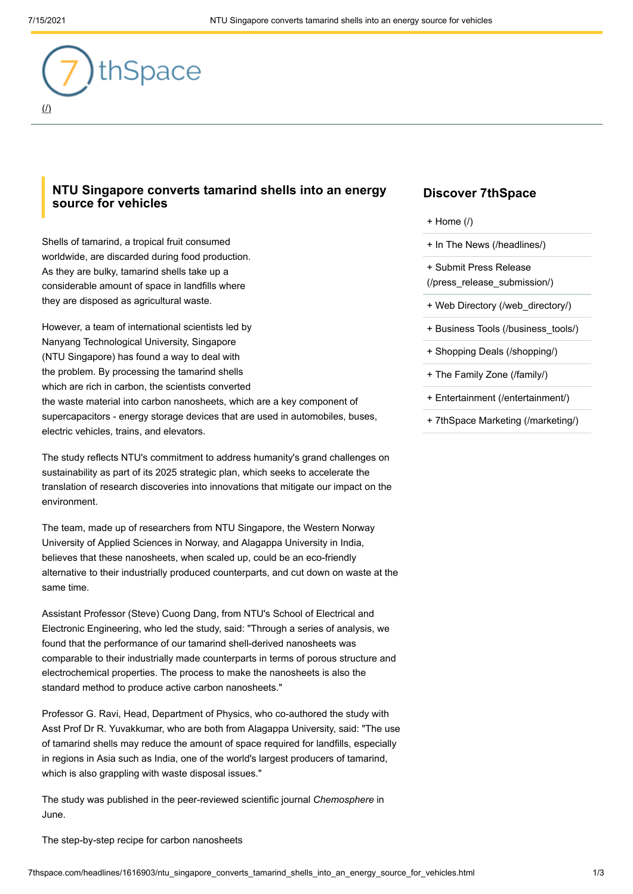7thSpace

(/)

## NTU Singapore converts tamarind shells into an energy source for vehicles

Shells of tamarind, a tropical fruit consumed worldwide, are discarded during food production. As they are bulky, tamarind shells take up a considerable amount of space in landfills where they are disposed as agricultural waste.

However, a team of international scientists led by Nanyang Technological University, Singapore (NTU Singapore) has found a way to deal with the problem. By processing the tamarind shells which are rich in carbon, the scientists converted the waste material into carbon nanosheets, which are a key component of supercapacitors - energy storage devices that are used in automobiles, buses, electric vehicles, trains, and elevators.

The study reflects NTU's commitment to address humanity's grand challenges on sustainability as part of its 2025 strategic plan, which seeks to accelerate the translation of research discoveries into innovations that mitigate our impact on the environment.

The team, made up of researchers from NTU Singapore, the Western Norway University of Applied Sciences in Norway, and Alagappa University in India, believes that these nanosheets, when scaled up, could be an eco-friendly alternative to their industrially produced counterparts, and cut down on waste at the same time.

Assistant Professor (Steve) Cuong Dang, from NTU's School of Electrical and Electronic Engineering, who led the study, said: "Through a series of analysis, we found that the performance of our tamarind shell-derived nanosheets was comparable to their industrially made counterparts in terms of porous structure and electrochemical properties. The process to make the nanosheets is also the standard method to produce active carbon nanosheets."

Professor G. Ravi, Head, Department of Physics, who co-authored the study with Asst Prof Dr R. Yuvakkumar, who are both from Alagappa University, said: "The use of tamarind shells may reduce the amount of space required for landfills, especially in regions in Asia such as India, one of the world's largest producers of tamarind, which is also grappling with waste disposal issues."

The study was published in the peer-reviewed scientific journal *Chemosphere* in June.

The step-by-step recipe for carbon nanosheets

### Discover 7thSpace

- + Home (/)
- + In The News (/headlines/)
- + Submit Press Release (/press_release_submission/)
- + Web Directory (/web_directory/)
- + Business Tools (/business_tools/)
- + Shopping Deals (/shopping/)
- + The Family Zone (/family/)
- + Entertainment (/entertainment/)
- + 7thSpace Marketing (/marketing/)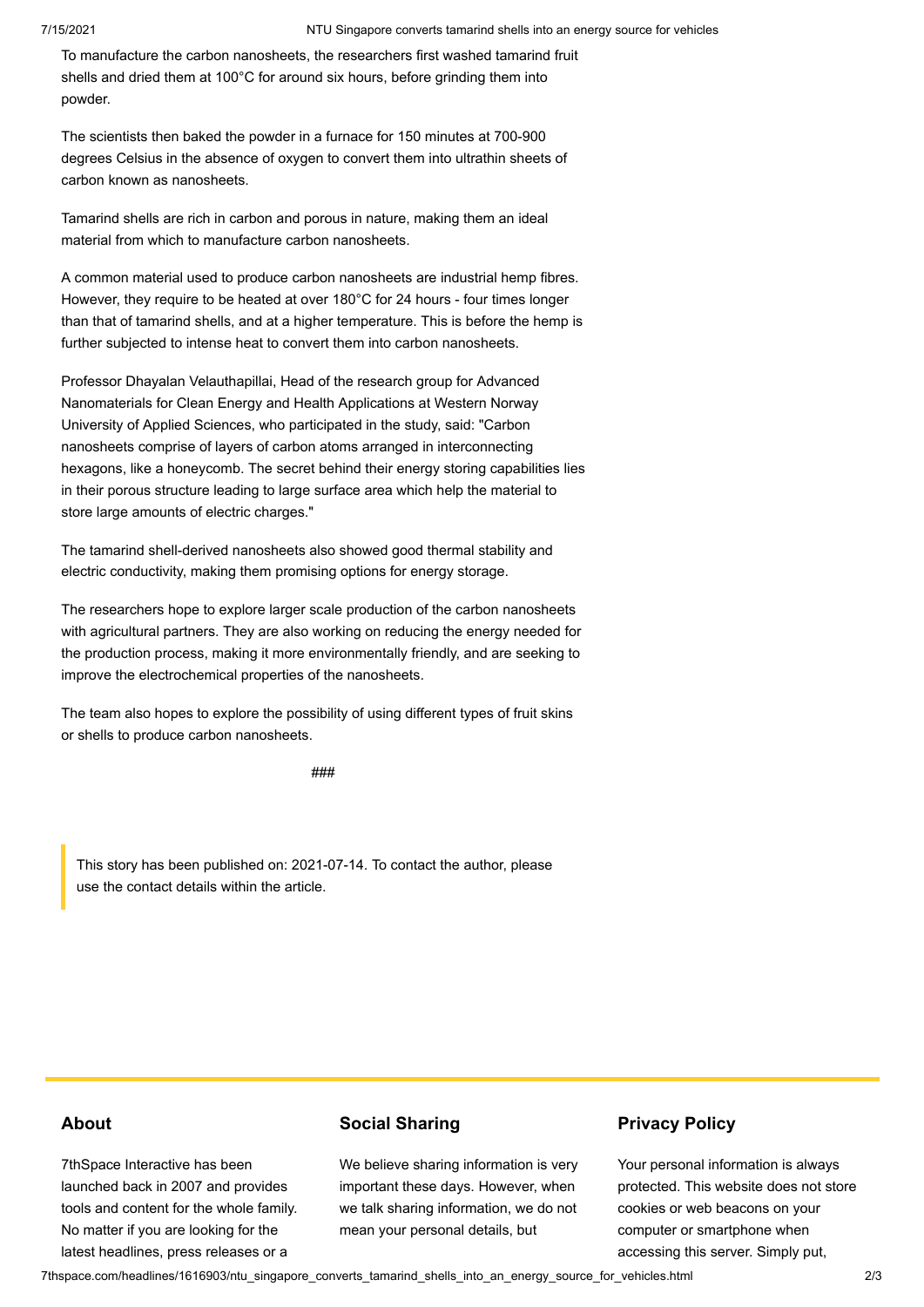To manufacture the carbon nanosheets, the researchers first washed tamarind fruit shells and dried them at 100°C for around six hours, before grinding them into powder.

The scientists then baked the powder in a furnace for 150 minutes at 700-900 degrees Celsius in the absence of oxygen to convert them into ultrathin sheets of carbon known as nanosheets.

Tamarind shells are rich in carbon and porous in nature, making them an ideal material from which to manufacture carbon nanosheets.

A common material used to produce carbon nanosheets are industrial hemp fibres. However, they require to be heated at over 180°C for 24 hours - four times longer than that of tamarind shells, and at a higher temperature. This is before the hemp is further subjected to intense heat to convert them into carbon nanosheets.

Professor Dhayalan Velauthapillai, Head of the research group for Advanced Nanomaterials for Clean Energy and Health Applications at Western Norway University of Applied Sciences, who participated in the study, said: "Carbon nanosheets comprise of layers of carbon atoms arranged in interconnecting hexagons, like a honeycomb. The secret behind their energy storing capabilities lies in their porous structure leading to large surface area which help the material to store large amounts of electric charges."

The tamarind shell-derived nanosheets also showed good thermal stability and electric conductivity, making them promising options for energy storage.

The researchers hope to explore larger scale production of the carbon nanosheets with agricultural partners. They are also working on reducing the energy needed for the production process, making it more environmentally friendly, and are seeking to improve the electrochemical properties of the nanosheets.

The team also hopes to explore the possibility of using different types of fruit skins or shells to produce carbon nanosheets.

###

> This story has been published on: 2021-07-14. To contact the author, please use the contact details within the article.

## About

7thSpace Interactive has been launched back in 2007 and provides tools and content for the whole family. No matter if you are looking for the latest headlines, press releases or a

## Social Sharing

We believe sharing information is very important these days. However, when we talk sharing information, we do not mean your personal details, but

## Privacy Policy

Your personal information is always protected. This website does not store cookies or web beacons on your computer or smartphone when accessing this server. Simply put,